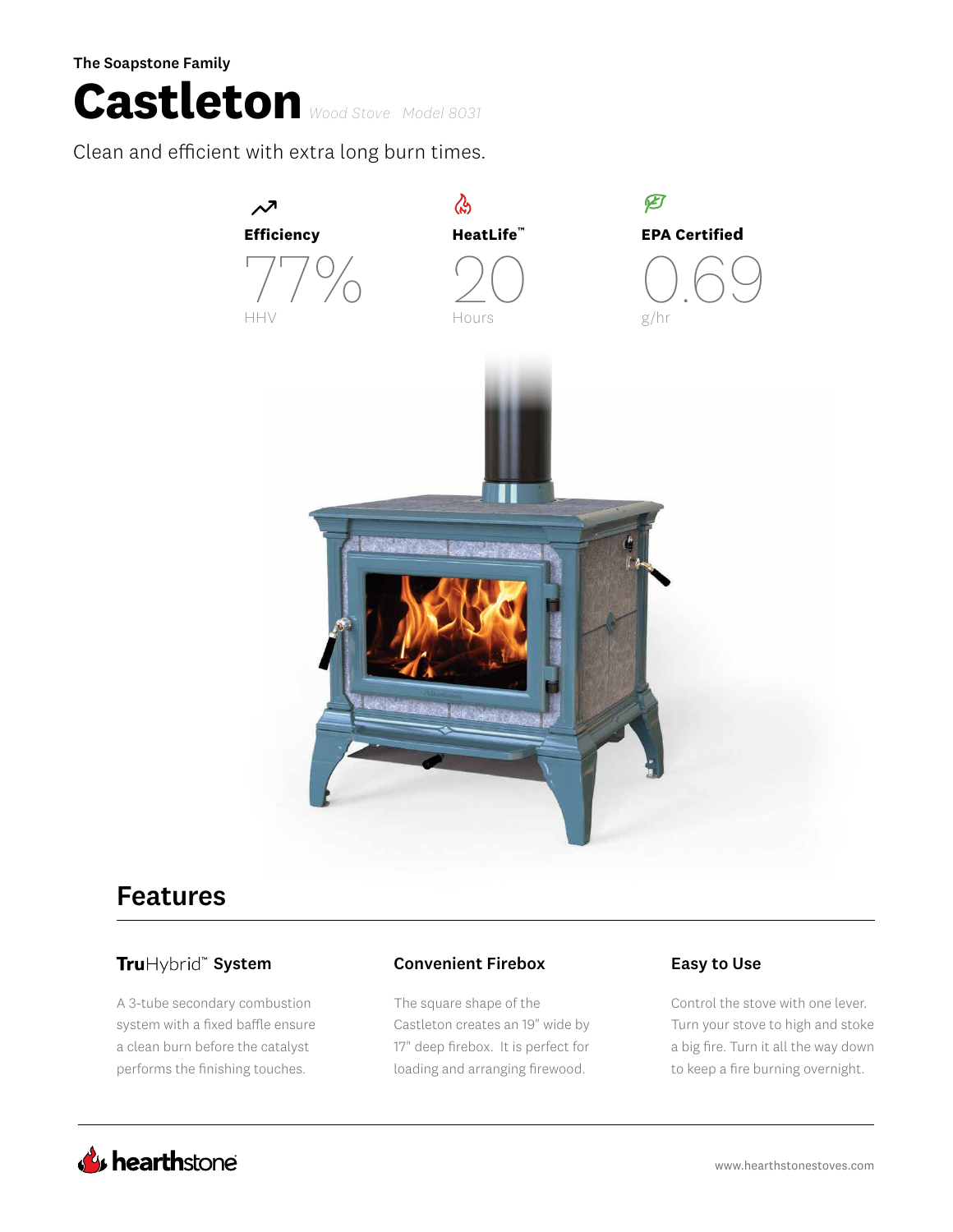The Soapstone Family

# Castleton *Wood Stove Model 8031*

Clean and efficient with extra long burn times.

**Efficiency**

77%

HHV

**HeatLife™**

20

Hours

**EPA Certified**

0.69

g/hr

## Features

### TruHybrid™ System

A 3-tube secondary combustion system with a fixed baffle ensure a clean burn before the catalyst performs the finishing touches.

### Convenient Firebox

The square shape of the Castleton creates an 19" wide by 17" deep firebox. It is perfect for loading and arranging firewood.

### Easy to Use

Control the stove with one lever. Turn your stove to high and stoke a big fire. Turn it all the way down to keep a fire burning overnight.

hearthstone

www.hearthstonestoves.com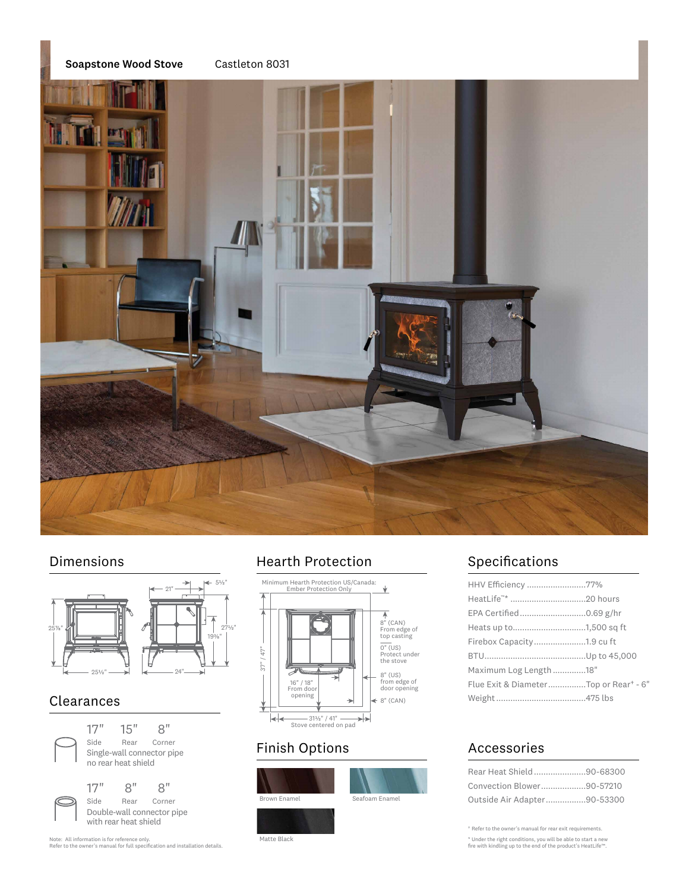**Soapstone Wood Stove** Castleton 8031

## Dimensions

21"
5½"
25⅞"
27½"
19⅜"
25½"
24"

## Clearances

17" Side | 15" Rear | 8" Corner
Single-wall connector pipe no rear heat shield

17" Side | 8" Rear | 8" Corner
Double-wall connector pipe with rear heat shield

Note: All information is for reference only.
Refer to the owner's manual for full specification and installation details.

## Hearth Protection

Minimum Hearth Protection US/Canada: Ember Protection Only

37" / 47"
8" (CAN) From edge of top casting
0" (US) Protect under the stove
8" (US) from edge of door opening
16" / 18" From door opening
8" (CAN)
31½" / 41" Stove centered on pad

## Finish Options

Brown Enamel
Seafoam Enamel
Matte Black

## Specifications

| | |
|---|---|
| HHV Efficiency | 77% |
| HeatLife™* | 20 hours |
| EPA Certified | 0.69 g/hr |
| Heats up to | 1,500 sq ft |
| Firebox Capacity | 1.9 cu ft |
| BTU | Up to 45,000 |
| Maximum Log Length | 18" |
| Flue Exit & Diameter | Top or Rear† - 6" |
| Weight | 475 lbs |

## Accessories

| | |
|---|---|
| Rear Heat Shield | 90-68300 |
| Convection Blower | 90-57210 |
| Outside Air Adapter | 90-53300 |

† Refer to the owner's manual for rear exit requirements.

* Under the right conditions, you will be able to start a new fire with kindling up to the end of the product's HeatLife™.